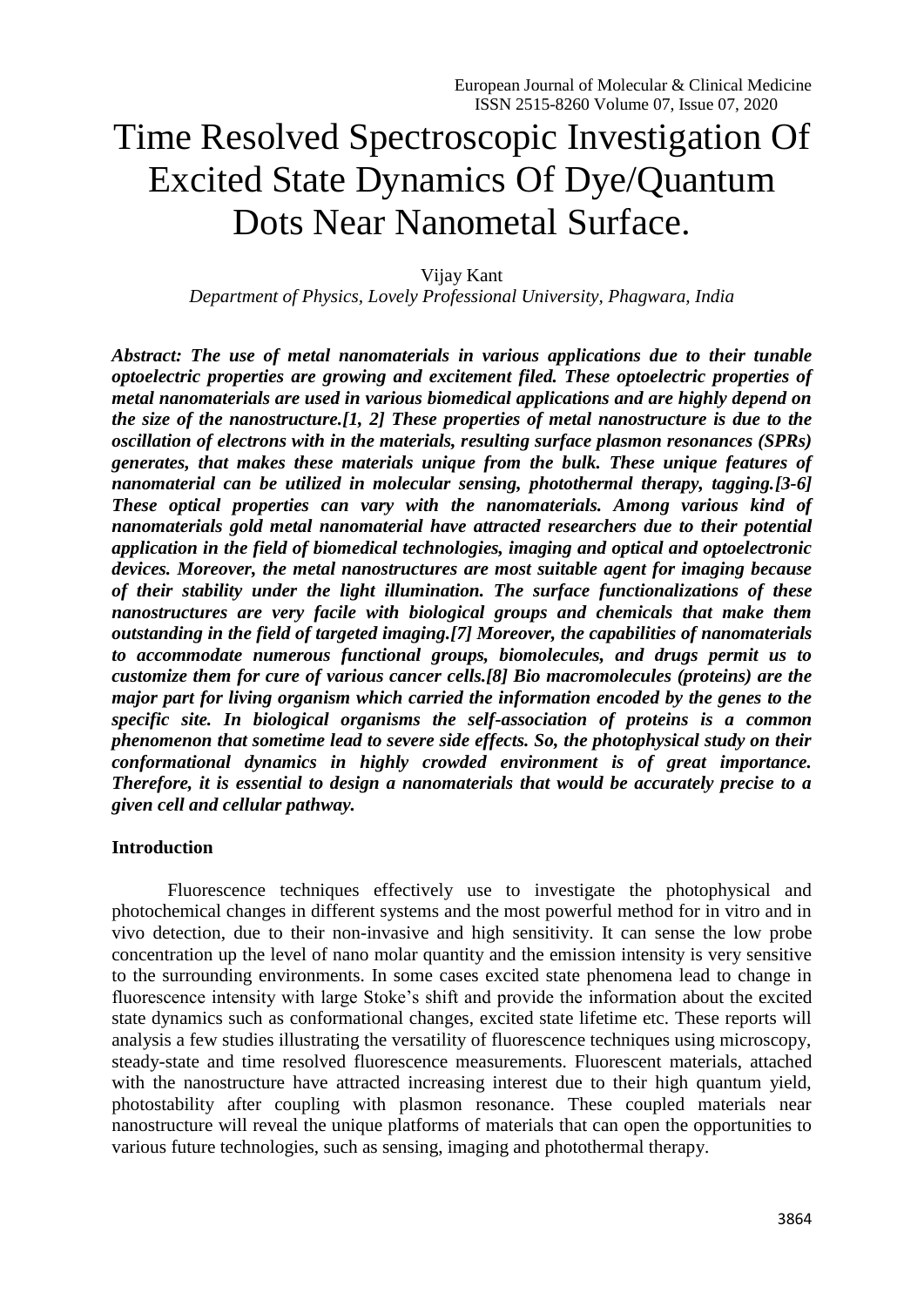# Time Resolved Spectroscopic Investigation Of Excited State Dynamics Of Dye/Quantum Dots Near Nanometal Surface.

Vijay Kant

*Department of Physics, Lovely Professional University, Phagwara, India*

***Abstract: The use of metal nanomaterials in various applications due to their tunable optoelectric properties are growing and excitement filed. These optoelectric properties of metal nanomaterials are used in various biomedical applications and are highly depend on the size of the nanostructure.[1, 2] These properties of metal nanostructure is due to the oscillation of electrons with in the materials, resulting surface plasmon resonances (SPRs) generates, that makes these materials unique from the bulk. These unique features of nanomaterial can be utilized in molecular sensing, photothermal therapy, tagging.[3-6] These optical properties can vary with the nanomaterials. Among various kind of nanomaterials gold metal nanomaterial have attracted researchers due to their potential application in the field of biomedical technologies, imaging and optical and optoelectronic devices. Moreover, the metal nanostructures are most suitable agent for imaging because of their stability under the light illumination. The surface functionalizations of these nanostructures are very facile with biological groups and chemicals that make them outstanding in the field of targeted imaging.[7] Moreover, the capabilities of nanomaterials to accommodate numerous functional groups, biomolecules, and drugs permit us to customize them for cure of various cancer cells.[8] Bio macromolecules (proteins) are the major part for living organism which carried the information encoded by the genes to the specific site. In biological organisms the self-association of proteins is a common phenomenon that sometime lead to severe side effects. So, the photophysical study on their conformational dynamics in highly crowded environment is of great importance. Therefore, it is essential to design a nanomaterials that would be accurately precise to a given cell and cellular pathway.***

## Introduction

Fluorescence techniques effectively use to investigate the photophysical and photochemical changes in different systems and the most powerful method for in vitro and in vivo detection, due to their non-invasive and high sensitivity. It can sense the low probe concentration up the level of nano molar quantity and the emission intensity is very sensitive to the surrounding environments. In some cases excited state phenomena lead to change in fluorescence intensity with large Stoke's shift and provide the information about the excited state dynamics such as conformational changes, excited state lifetime etc. These reports will analysis a few studies illustrating the versatility of fluorescence techniques using microscopy, steady-state and time resolved fluorescence measurements. Fluorescent materials, attached with the nanostructure have attracted increasing interest due to their high quantum yield, photostability after coupling with plasmon resonance. These coupled materials near nanostructure will reveal the unique platforms of materials that can open the opportunities to various future technologies, such as sensing, imaging and photothermal therapy.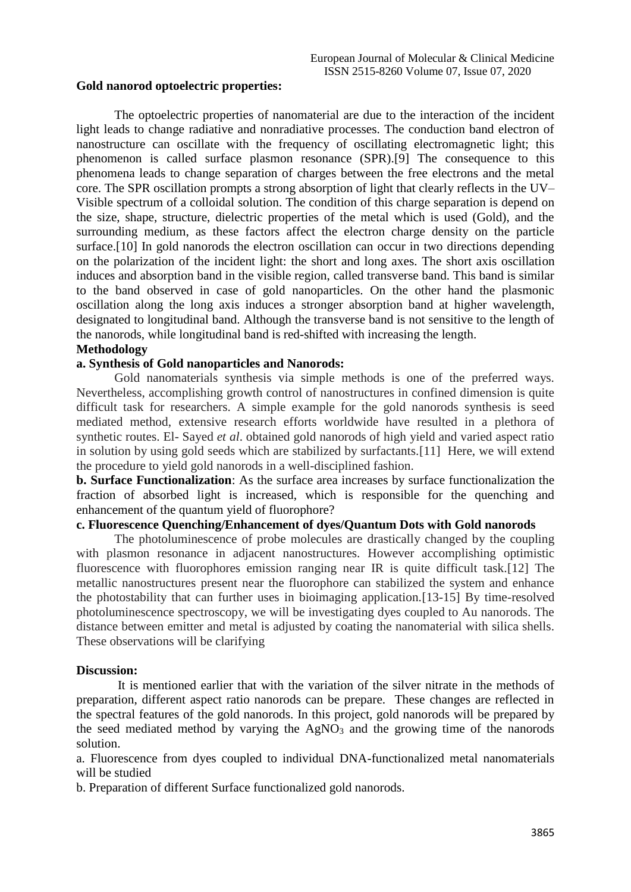**Gold nanorod optoelectric properties:**

The optoelectric properties of nanomaterial are due to the interaction of the incident light leads to change radiative and nonradiative processes. The conduction band electron of nanostructure can oscillate with the frequency of oscillating electromagnetic light; this phenomenon is called surface plasmon resonance (SPR).[9] The consequence to this phenomena leads to change separation of charges between the free electrons and the metal core. The SPR oscillation prompts a strong absorption of light that clearly reflects in the UV–Visible spectrum of a colloidal solution. The condition of this charge separation is depend on the size, shape, structure, dielectric properties of the metal which is used (Gold), and the surrounding medium, as these factors affect the electron charge density on the particle surface.[10] In gold nanorods the electron oscillation can occur in two directions depending on the polarization of the incident light: the short and long axes. The short axis oscillation induces and absorption band in the visible region, called transverse band. This band is similar to the band observed in case of gold nanoparticles. On the other hand the plasmonic oscillation along the long axis induces a stronger absorption band at higher wavelength, designated to longitudinal band. Although the transverse band is not sensitive to the length of the nanorods, while longitudinal band is red-shifted with increasing the length.

**Methodology**

**a. Synthesis of Gold nanoparticles and Nanorods:**

Gold nanomaterials synthesis via simple methods is one of the preferred ways. Nevertheless, accomplishing growth control of nanostructures in confined dimension is quite difficult task for researchers. A simple example for the gold nanorods synthesis is seed mediated method, extensive research efforts worldwide have resulted in a plethora of synthetic routes. El- Sayed *et al*. obtained gold nanorods of high yield and varied aspect ratio in solution by using gold seeds which are stabilized by surfactants.[11] Here, we will extend the procedure to yield gold nanorods in a well-disciplined fashion.

**b. Surface Functionalization**: As the surface area increases by surface functionalization the fraction of absorbed light is increased, which is responsible for the quenching and enhancement of the quantum yield of fluorophore?

**c. Fluorescence Quenching/Enhancement of dyes/Quantum Dots with Gold nanorods**

The photoluminescence of probe molecules are drastically changed by the coupling with plasmon resonance in adjacent nanostructures. However accomplishing optimistic fluorescence with fluorophores emission ranging near IR is quite difficult task.[12] The metallic nanostructures present near the fluorophore can stabilized the system and enhance the photostability that can further uses in bioimaging application.[13-15] By time-resolved photoluminescence spectroscopy, we will be investigating dyes coupled to Au nanorods. The distance between emitter and metal is adjusted by coating the nanomaterial with silica shells. These observations will be clarifying

**Discussion:**

It is mentioned earlier that with the variation of the silver nitrate in the methods of preparation, different aspect ratio nanorods can be prepare. These changes are reflected in the spectral features of the gold nanorods. In this project, gold nanorods will be prepared by the seed mediated method by varying the $AgNO_3$ and the growing time of the nanorods solution.

a. Fluorescence from dyes coupled to individual DNA-functionalized metal nanomaterials will be studied

b. Preparation of different Surface functionalized gold nanorods.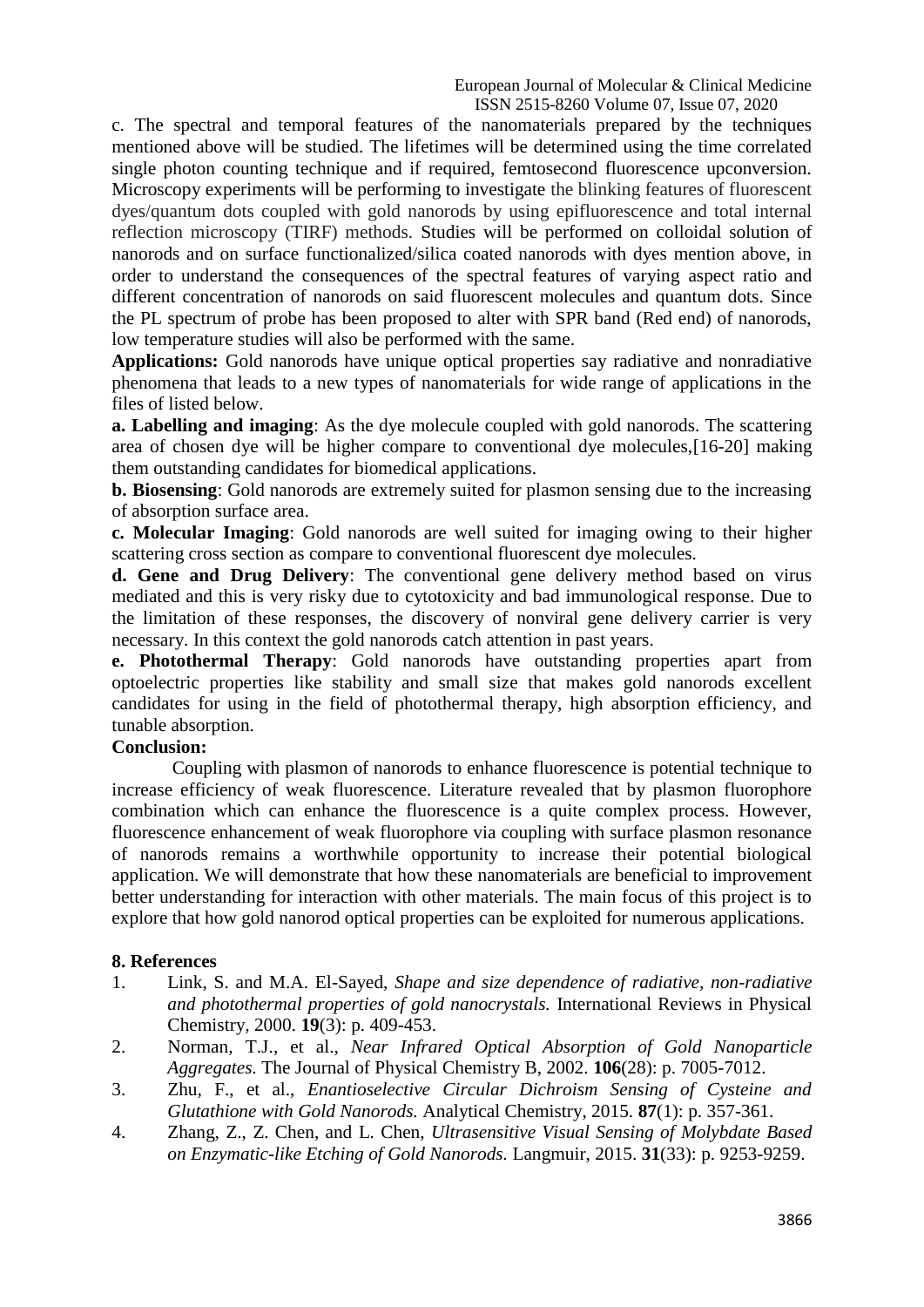c. The spectral and temporal features of the nanomaterials prepared by the techniques mentioned above will be studied. The lifetimes will be determined using the time correlated single photon counting technique and if required, femtosecond fluorescence upconversion. Microscopy experiments will be performing to investigate the blinking features of fluorescent dyes/quantum dots coupled with gold nanorods by using epifluorescence and total internal reflection microscopy (TIRF) methods. Studies will be performed on colloidal solution of nanorods and on surface functionalized/silica coated nanorods with dyes mention above, in order to understand the consequences of the spectral features of varying aspect ratio and different concentration of nanorods on said fluorescent molecules and quantum dots. Since the PL spectrum of probe has been proposed to alter with SPR band (Red end) of nanorods, low temperature studies will also be performed with the same.

**Applications:** Gold nanorods have unique optical properties say radiative and nonradiative phenomena that leads to a new types of nanomaterials for wide range of applications in the files of listed below.

**a. Labelling and imaging**: As the dye molecule coupled with gold nanorods. The scattering area of chosen dye will be higher compare to conventional dye molecules,[16-20] making them outstanding candidates for biomedical applications.

**b. Biosensing**: Gold nanorods are extremely suited for plasmon sensing due to the increasing of absorption surface area.

**c. Molecular Imaging**: Gold nanorods are well suited for imaging owing to their higher scattering cross section as compare to conventional fluorescent dye molecules.

**d. Gene and Drug Delivery**: The conventional gene delivery method based on virus mediated and this is very risky due to cytotoxicity and bad immunological response. Due to the limitation of these responses, the discovery of nonviral gene delivery carrier is very necessary. In this context the gold nanorods catch attention in past years.

**e. Photothermal Therapy**: Gold nanorods have outstanding properties apart from optoelectric properties like stability and small size that makes gold nanorods excellent candidates for using in the field of photothermal therapy, high absorption efficiency, and tunable absorption.

**Conclusion:**

Coupling with plasmon of nanorods to enhance fluorescence is potential technique to increase efficiency of weak fluorescence. Literature revealed that by plasmon fluorophore combination which can enhance the fluorescence is a quite complex process. However, fluorescence enhancement of weak fluorophore via coupling with surface plasmon resonance of nanorods remains a worthwhile opportunity to increase their potential biological application. We will demonstrate that how these nanomaterials are beneficial to improvement better understanding for interaction with other materials. The main focus of this project is to explore that how gold nanorod optical properties can be exploited for numerous applications.

## 8. References

1. Link, S. and M.A. El-Sayed, *Shape and size dependence of radiative, non-radiative and photothermal properties of gold nanocrystals.* International Reviews in Physical Chemistry, 2000. **19**(3): p. 409-453.
2. Norman, T.J., et al., *Near Infrared Optical Absorption of Gold Nanoparticle Aggregates.* The Journal of Physical Chemistry B, 2002. **106**(28): p. 7005-7012.
3. Zhu, F., et al., *Enantioselective Circular Dichroism Sensing of Cysteine and Glutathione with Gold Nanorods.* Analytical Chemistry, 2015. **87**(1): p. 357-361.
4. Zhang, Z., Z. Chen, and L. Chen, *Ultrasensitive Visual Sensing of Molybdate Based on Enzymatic-like Etching of Gold Nanorods.* Langmuir, 2015. **31**(33): p. 9253-9259.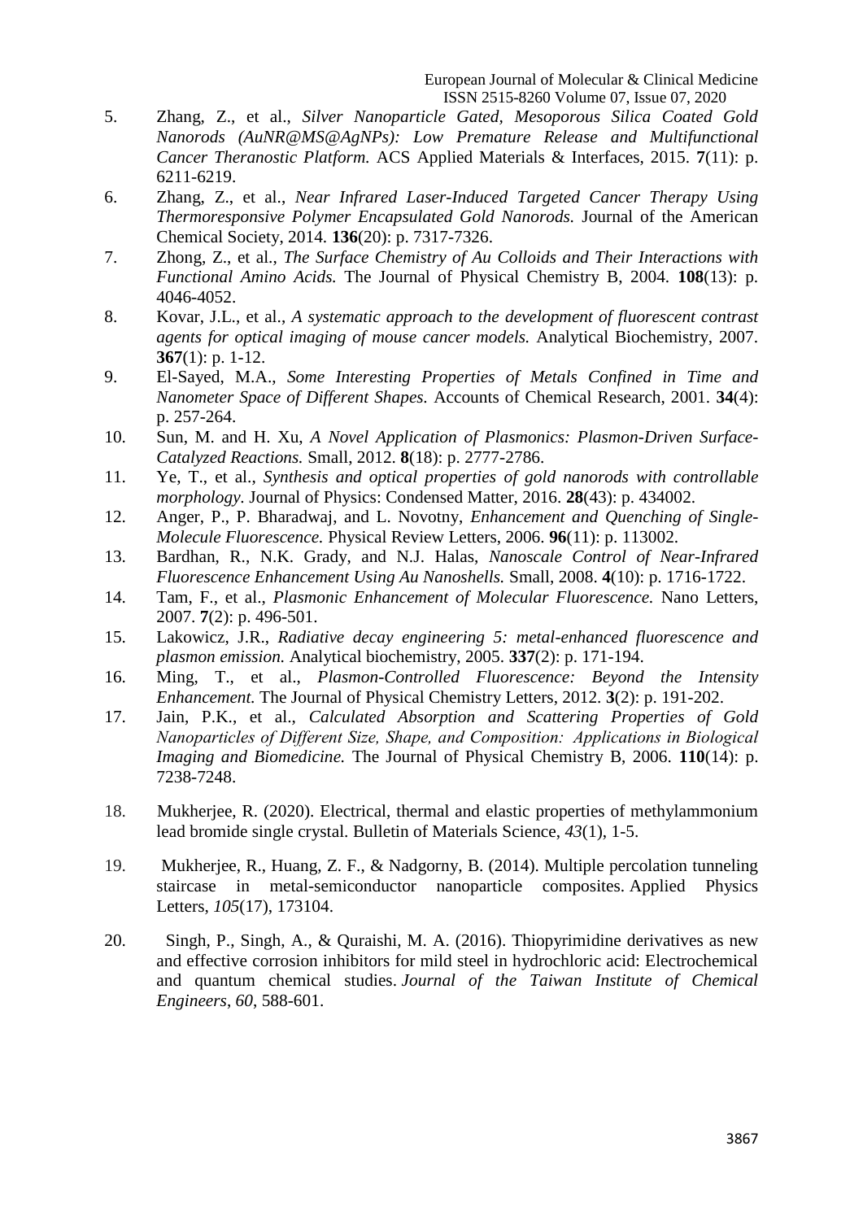5. Zhang, Z., et al., *Silver Nanoparticle Gated, Mesoporous Silica Coated Gold Nanorods (AuNR@MS@AgNPs): Low Premature Release and Multifunctional Cancer Theranostic Platform.* ACS Applied Materials & Interfaces, 2015. **7**(11): p. 6211-6219.
6. Zhang, Z., et al., *Near Infrared Laser-Induced Targeted Cancer Therapy Using Thermoresponsive Polymer Encapsulated Gold Nanorods.* Journal of the American Chemical Society, 2014. **136**(20): p. 7317-7326.
7. Zhong, Z., et al., *The Surface Chemistry of Au Colloids and Their Interactions with Functional Amino Acids.* The Journal of Physical Chemistry B, 2004. **108**(13): p. 4046-4052.
8. Kovar, J.L., et al., *A systematic approach to the development of fluorescent contrast agents for optical imaging of mouse cancer models.* Analytical Biochemistry, 2007. **367**(1): p. 1-12.
9. El-Sayed, M.A., *Some Interesting Properties of Metals Confined in Time and Nanometer Space of Different Shapes.* Accounts of Chemical Research, 2001. **34**(4): p. 257-264.
10. Sun, M. and H. Xu, *A Novel Application of Plasmonics: Plasmon-Driven Surface-Catalyzed Reactions.* Small, 2012. **8**(18): p. 2777-2786.
11. Ye, T., et al., *Synthesis and optical properties of gold nanorods with controllable morphology.* Journal of Physics: Condensed Matter, 2016. **28**(43): p. 434002.
12. Anger, P., P. Bharadwaj, and L. Novotny, *Enhancement and Quenching of Single-Molecule Fluorescence.* Physical Review Letters, 2006. **96**(11): p. 113002.
13. Bardhan, R., N.K. Grady, and N.J. Halas, *Nanoscale Control of Near-Infrared Fluorescence Enhancement Using Au Nanoshells.* Small, 2008. **4**(10): p. 1716-1722.
14. Tam, F., et al., *Plasmonic Enhancement of Molecular Fluorescence.* Nano Letters, 2007. **7**(2): p. 496-501.
15. Lakowicz, J.R., *Radiative decay engineering 5: metal-enhanced fluorescence and plasmon emission.* Analytical biochemistry, 2005. **337**(2): p. 171-194.
16. Ming, T., et al., *Plasmon-Controlled Fluorescence: Beyond the Intensity Enhancement.* The Journal of Physical Chemistry Letters, 2012. **3**(2): p. 191-202.
17. Jain, P.K., et al., *Calculated Absorption and Scattering Properties of Gold Nanoparticles of Different Size, Shape, and Composition: Applications in Biological Imaging and Biomedicine.* The Journal of Physical Chemistry B, 2006. **110**(14): p. 7238-7248.
18. Mukherjee, R. (2020). Electrical, thermal and elastic properties of methylammonium lead bromide single crystal. Bulletin of Materials Science, *43*(1), 1-5.
19. Mukherjee, R., Huang, Z. F., & Nadgorny, B. (2014). Multiple percolation tunneling staircase in metal-semiconductor nanoparticle composites. Applied Physics Letters, *105*(17), 173104.
20. Singh, P., Singh, A., & Quraishi, M. A. (2016). Thiopyrimidine derivatives as new and effective corrosion inhibitors for mild steel in hydrochloric acid: Electrochemical and quantum chemical studies. *Journal of the Taiwan Institute of Chemical Engineers*, *60*, 588-601.